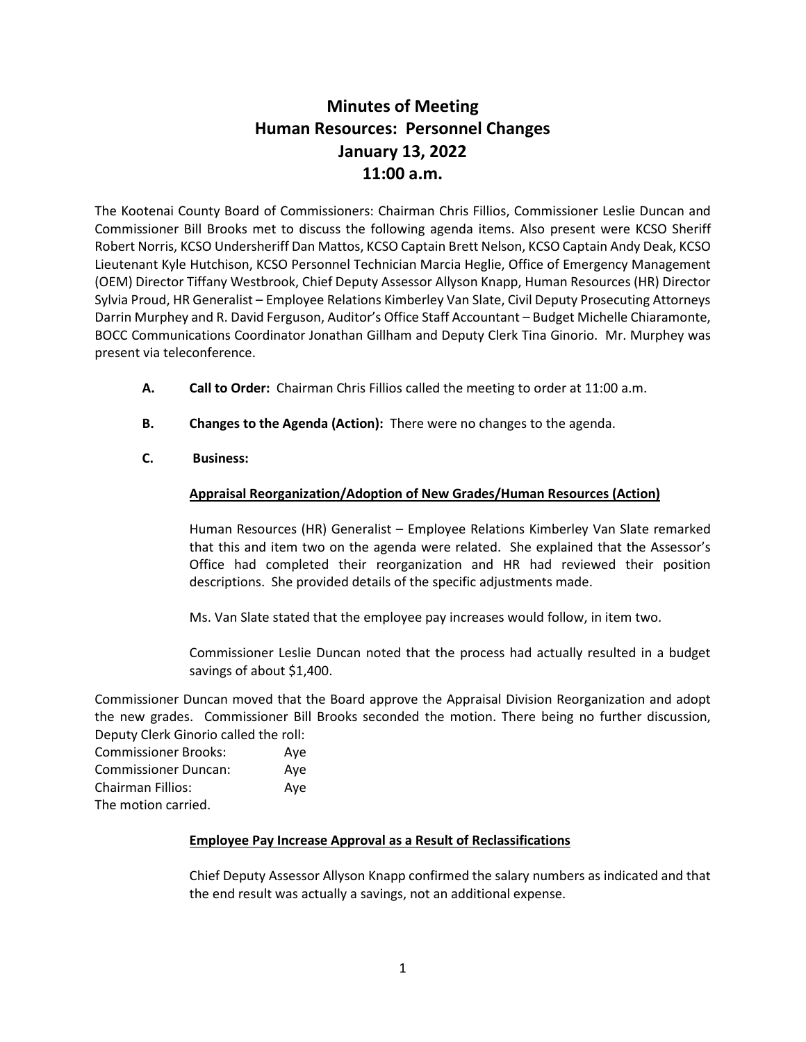# Minutes of Meeting
# Human Resources: Personnel Changes
# January 13, 2022
# 11:00 a.m.

The Kootenai County Board of Commissioners: Chairman Chris Fillios, Commissioner Leslie Duncan and Commissioner Bill Brooks met to discuss the following agenda items. Also present were KCSO Sheriff Robert Norris, KCSO Undersheriff Dan Mattos, KCSO Captain Brett Nelson, KCSO Captain Andy Deak, KCSO Lieutenant Kyle Hutchison, KCSO Personnel Technician Marcia Heglie, Office of Emergency Management (OEM) Director Tiffany Westbrook, Chief Deputy Assessor Allyson Knapp, Human Resources (HR) Director Sylvia Proud, HR Generalist – Employee Relations Kimberley Van Slate, Civil Deputy Prosecuting Attorneys Darrin Murphey and R. David Ferguson, Auditor's Office Staff Accountant – Budget Michelle Chiaramonte, BOCC Communications Coordinator Jonathan Gillham and Deputy Clerk Tina Ginorio. Mr. Murphey was present via teleconference.

**A. Call to Order:** Chairman Chris Fillios called the meeting to order at 11:00 a.m.

**B. Changes to the Agenda (Action):** There were no changes to the agenda.

**C. Business:**

**Appraisal Reorganization/Adoption of New Grades/Human Resources (Action)**

Human Resources (HR) Generalist – Employee Relations Kimberley Van Slate remarked that this and item two on the agenda were related. She explained that the Assessor's Office had completed their reorganization and HR had reviewed their position descriptions. She provided details of the specific adjustments made.

Ms. Van Slate stated that the employee pay increases would follow, in item two.

Commissioner Leslie Duncan noted that the process had actually resulted in a budget savings of about $1,400.

Commissioner Duncan moved that the Board approve the Appraisal Division Reorganization and adopt the new grades. Commissioner Bill Brooks seconded the motion. There being no further discussion, Deputy Clerk Ginorio called the roll:

Commissioner Brooks: Aye
Commissioner Duncan: Aye
Chairman Fillios: Aye
The motion carried.

**Employee Pay Increase Approval as a Result of Reclassifications**

Chief Deputy Assessor Allyson Knapp confirmed the salary numbers as indicated and that the end result was actually a savings, not an additional expense.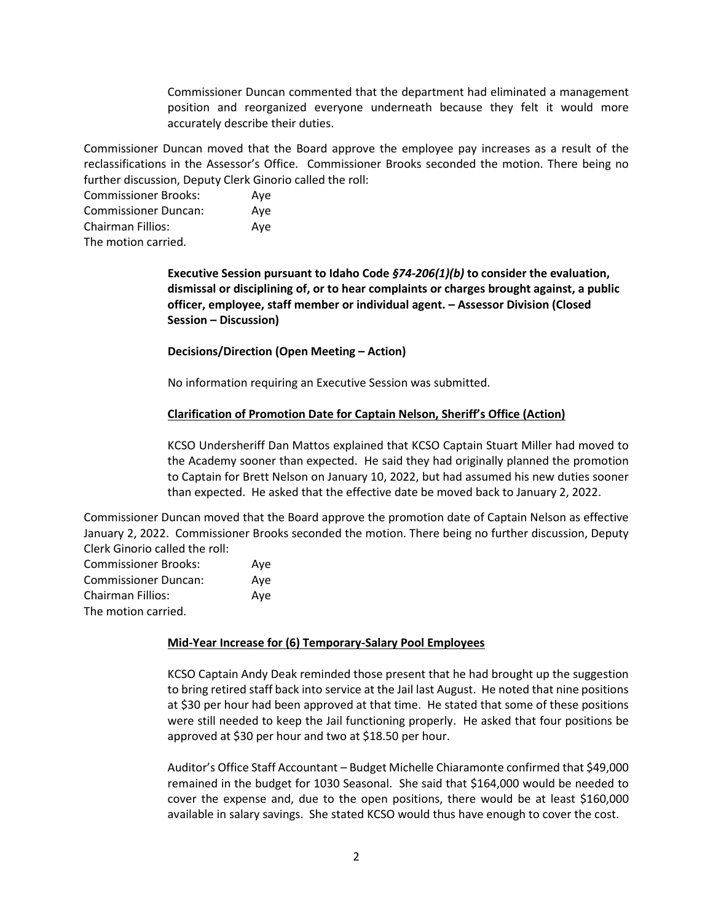Commissioner Duncan commented that the department had eliminated a management position and reorganized everyone underneath because they felt it would more accurately describe their duties.

Commissioner Duncan moved that the Board approve the employee pay increases as a result of the reclassifications in the Assessor's Office. Commissioner Brooks seconded the motion. There being no further discussion, Deputy Clerk Ginorio called the roll:

Commissioner Brooks: Aye
Commissioner Duncan: Aye
Chairman Fillios: Aye
The motion carried.

**Executive Session pursuant to Idaho Code *§74-206(1)(b)* to consider the evaluation, dismissal or disciplining of, or to hear complaints or charges brought against, a public officer, employee, staff member or individual agent. – Assessor Division (Closed Session – Discussion)**

**Decisions/Direction (Open Meeting – Action)**

No information requiring an Executive Session was submitted.

**Clarification of Promotion Date for Captain Nelson, Sheriff's Office (Action)**

KCSO Undersheriff Dan Mattos explained that KCSO Captain Stuart Miller had moved to the Academy sooner than expected. He said they had originally planned the promotion to Captain for Brett Nelson on January 10, 2022, but had assumed his new duties sooner than expected. He asked that the effective date be moved back to January 2, 2022.

Commissioner Duncan moved that the Board approve the promotion date of Captain Nelson as effective January 2, 2022. Commissioner Brooks seconded the motion. There being no further discussion, Deputy Clerk Ginorio called the roll:

Commissioner Brooks: Aye
Commissioner Duncan: Aye
Chairman Fillios: Aye
The motion carried.

**Mid-Year Increase for (6) Temporary-Salary Pool Employees**

KCSO Captain Andy Deak reminded those present that he had brought up the suggestion to bring retired staff back into service at the Jail last August. He noted that nine positions at $30 per hour had been approved at that time. He stated that some of these positions were still needed to keep the Jail functioning properly. He asked that four positions be approved at $30 per hour and two at $18.50 per hour.

Auditor's Office Staff Accountant – Budget Michelle Chiaramonte confirmed that $49,000 remained in the budget for 1030 Seasonal. She said that $164,000 would be needed to cover the expense and, due to the open positions, there would be at least $160,000 available in salary savings. She stated KCSO would thus have enough to cover the cost.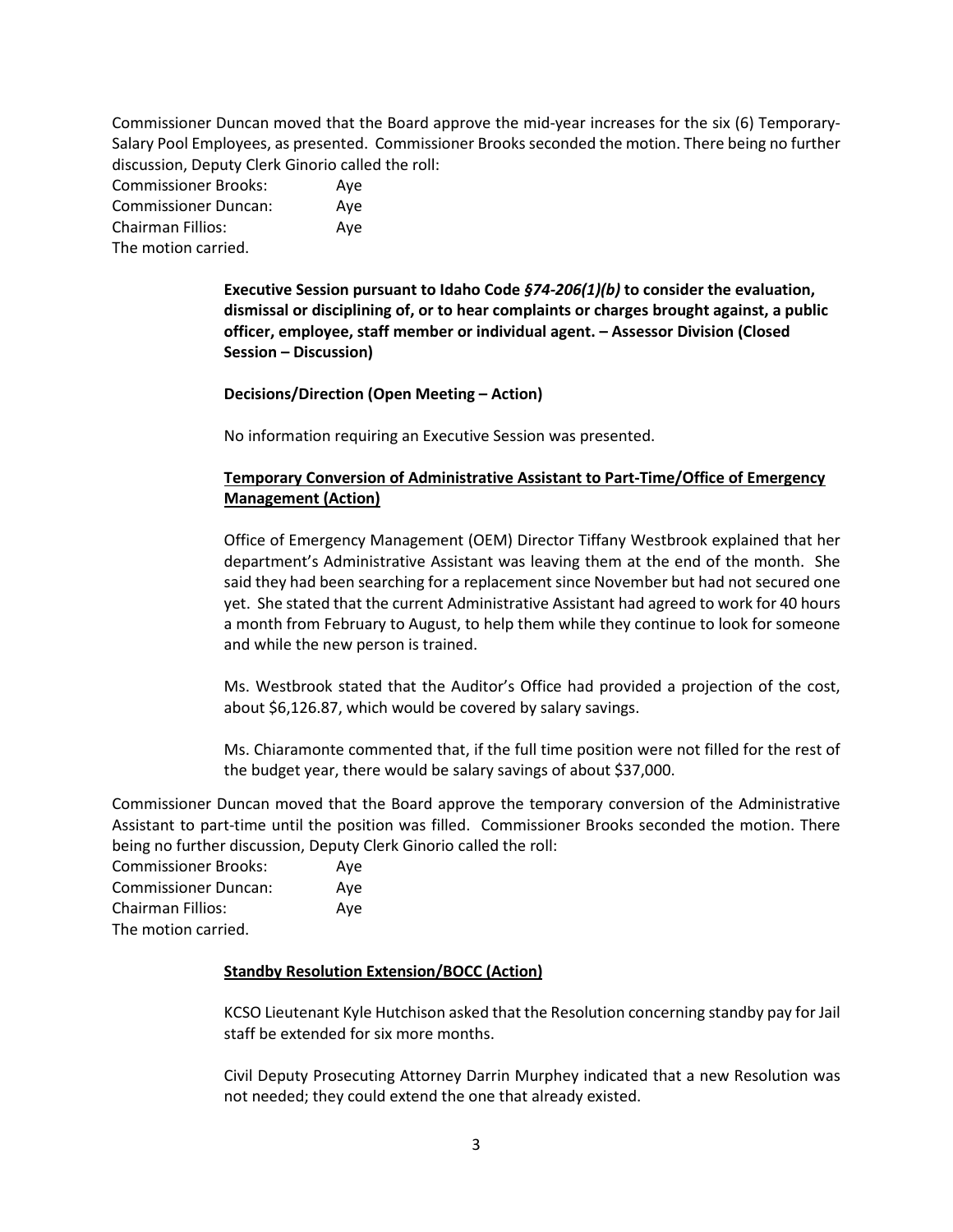Commissioner Duncan moved that the Board approve the mid-year increases for the six (6) Temporary-Salary Pool Employees, as presented. Commissioner Brooks seconded the motion. There being no further discussion, Deputy Clerk Ginorio called the roll:

Commissioner Brooks: Aye
Commissioner Duncan: Aye
Chairman Fillios: Aye
The motion carried.

**Executive Session pursuant to Idaho Code *§74-206(1)(b)* to consider the evaluation, dismissal or disciplining of, or to hear complaints or charges brought against, a public officer, employee, staff member or individual agent. – Assessor Division (Closed Session – Discussion)**

**Decisions/Direction (Open Meeting – Action)**

No information requiring an Executive Session was presented.

**<u>Temporary Conversion of Administrative Assistant to Part-Time/Office of Emergency Management (Action)</u>**

Office of Emergency Management (OEM) Director Tiffany Westbrook explained that her department's Administrative Assistant was leaving them at the end of the month. She said they had been searching for a replacement since November but had not secured one yet. She stated that the current Administrative Assistant had agreed to work for 40 hours a month from February to August, to help them while they continue to look for someone and while the new person is trained.

Ms. Westbrook stated that the Auditor's Office had provided a projection of the cost, about $6,126.87, which would be covered by salary savings.

Ms. Chiaramonte commented that, if the full time position were not filled for the rest of the budget year, there would be salary savings of about $37,000.

Commissioner Duncan moved that the Board approve the temporary conversion of the Administrative Assistant to part-time until the position was filled. Commissioner Brooks seconded the motion. There being no further discussion, Deputy Clerk Ginorio called the roll:

Commissioner Brooks: Aye
Commissioner Duncan: Aye
Chairman Fillios: Aye
The motion carried.

**<u>Standby Resolution Extension/BOCC (Action)</u>**

KCSO Lieutenant Kyle Hutchison asked that the Resolution concerning standby pay for Jail staff be extended for six more months.

Civil Deputy Prosecuting Attorney Darrin Murphey indicated that a new Resolution was not needed; they could extend the one that already existed.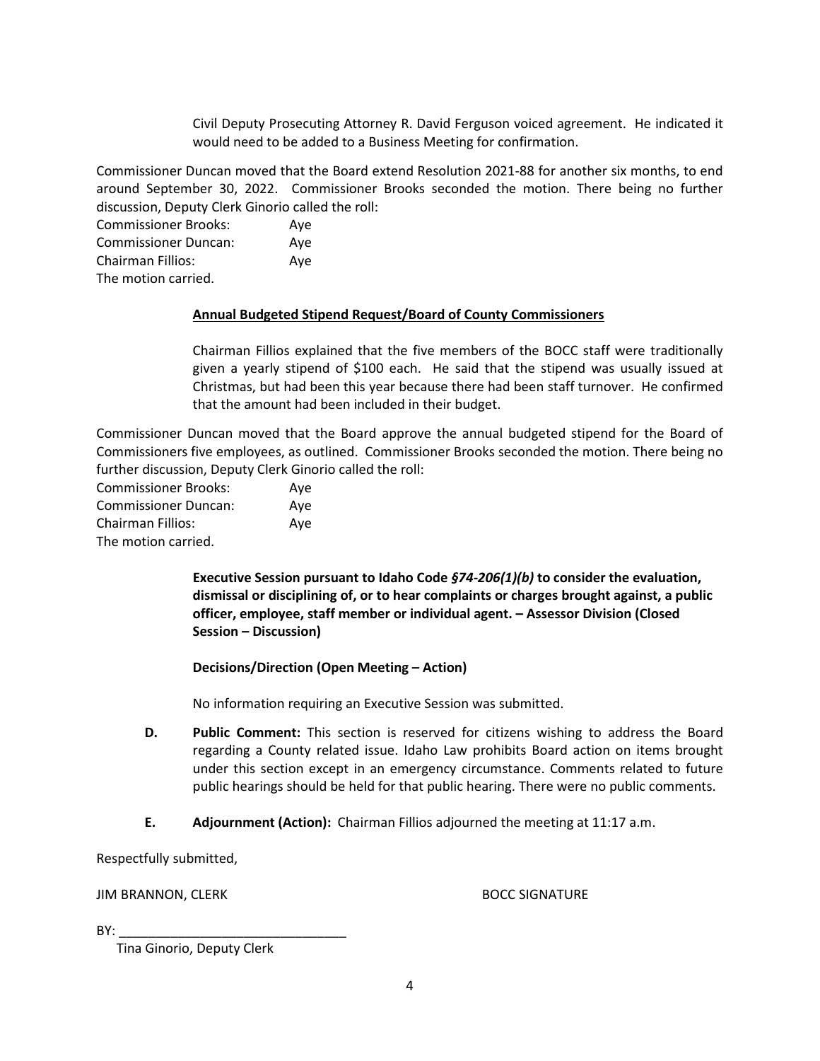Civil Deputy Prosecuting Attorney R. David Ferguson voiced agreement. He indicated it would need to be added to a Business Meeting for confirmation.

Commissioner Duncan moved that the Board extend Resolution 2021-88 for another six months, to end around September 30, 2022. Commissioner Brooks seconded the motion. There being no further discussion, Deputy Clerk Ginorio called the roll:

Commissioner Brooks: Aye
Commissioner Duncan: Aye
Chairman Fillios: Aye
The motion carried.

**Annual Budgeted Stipend Request/Board of County Commissioners**

Chairman Fillios explained that the five members of the BOCC staff were traditionally given a yearly stipend of $100 each. He said that the stipend was usually issued at Christmas, but had been this year because there had been staff turnover. He confirmed that the amount had been included in their budget.

Commissioner Duncan moved that the Board approve the annual budgeted stipend for the Board of Commissioners five employees, as outlined. Commissioner Brooks seconded the motion. There being no further discussion, Deputy Clerk Ginorio called the roll:

Commissioner Brooks: Aye
Commissioner Duncan: Aye
Chairman Fillios: Aye
The motion carried.

**Executive Session pursuant to Idaho Code *§74-206(1)(b)* to consider the evaluation, dismissal or disciplining of, or to hear complaints or charges brought against, a public officer, employee, staff member or individual agent. – Assessor Division (Closed Session – Discussion)**

**Decisions/Direction (Open Meeting – Action)**

No information requiring an Executive Session was submitted.

**D. Public Comment:** This section is reserved for citizens wishing to address the Board regarding a County related issue. Idaho Law prohibits Board action on items brought under this section except in an emergency circumstance. Comments related to future public hearings should be held for that public hearing. There were no public comments.

**E. Adjournment (Action):** Chairman Fillios adjourned the meeting at 11:17 a.m.

Respectfully submitted,

JIM BRANNON, CLERK BOCC SIGNATURE

BY: _______________________________
Tina Ginorio, Deputy Clerk